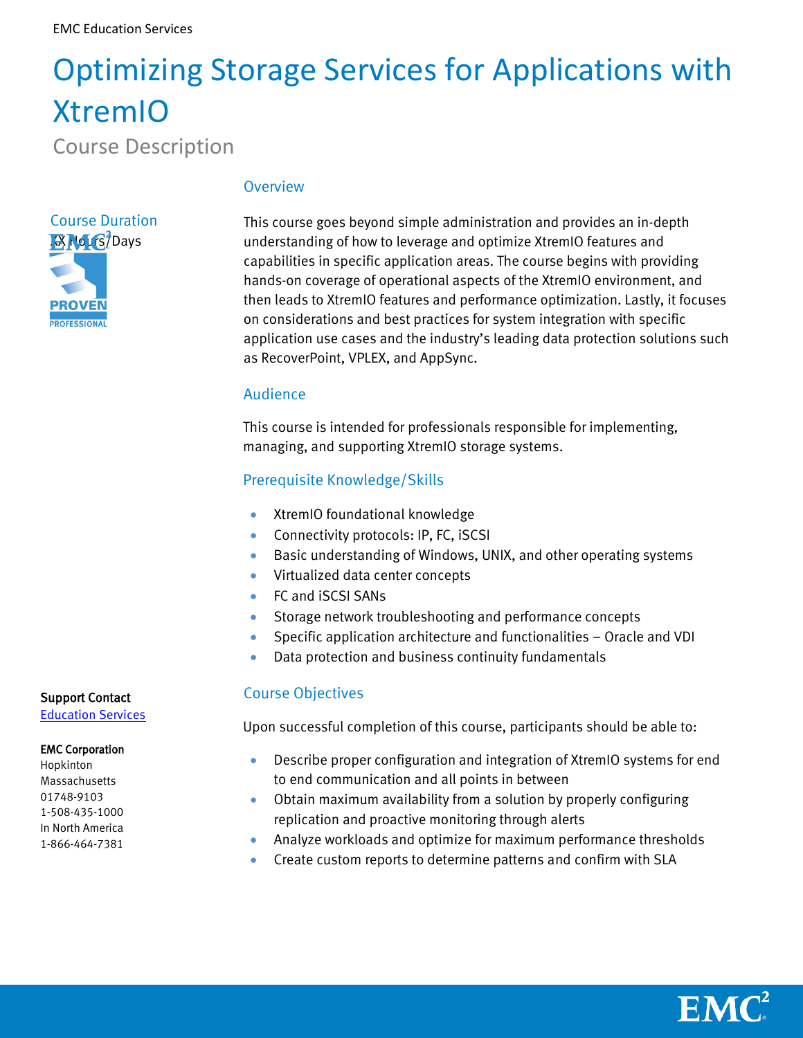EMC Education Services

# Optimizing Storage Services for Applications with XtremIO

Course Description

### Course Duration

XX Hours/Days

### Overview

This course goes beyond simple administration and provides an in-depth understanding of how to leverage and optimize XtremIO features and capabilities in specific application areas. The course begins with providing hands-on coverage of operational aspects of the XtremIO environment, and then leads to XtremIO features and performance optimization. Lastly, it focuses on considerations and best practices for system integration with specific application use cases and the industry's leading data protection solutions such as RecoverPoint, VPLEX, and AppSync.

### Audience

This course is intended for professionals responsible for implementing, managing, and supporting XtremIO storage systems.

### Prerequisite Knowledge/Skills

- XtremIO foundational knowledge
- Connectivity protocols: IP, FC, iSCSI
- Basic understanding of Windows, UNIX, and other operating systems
- Virtualized data center concepts
- FC and iSCSI SANs
- Storage network troubleshooting and performance concepts
- Specific application architecture and functionalities – Oracle and VDI
- Data protection and business continuity fundamentals

### Course Objectives

Upon successful completion of this course, participants should be able to:

- Describe proper configuration and integration of XtremIO systems for end to end communication and all points in between
- Obtain maximum availability from a solution by properly configuring replication and proactive monitoring through alerts
- Analyze workloads and optimize for maximum performance thresholds
- Create custom reports to determine patterns and confirm with SLA

**Support Contact**
Education Services

**EMC Corporation**
Hopkinton
Massachusetts
01748-9103
1-508-435-1000
In North America
1-866-464-7381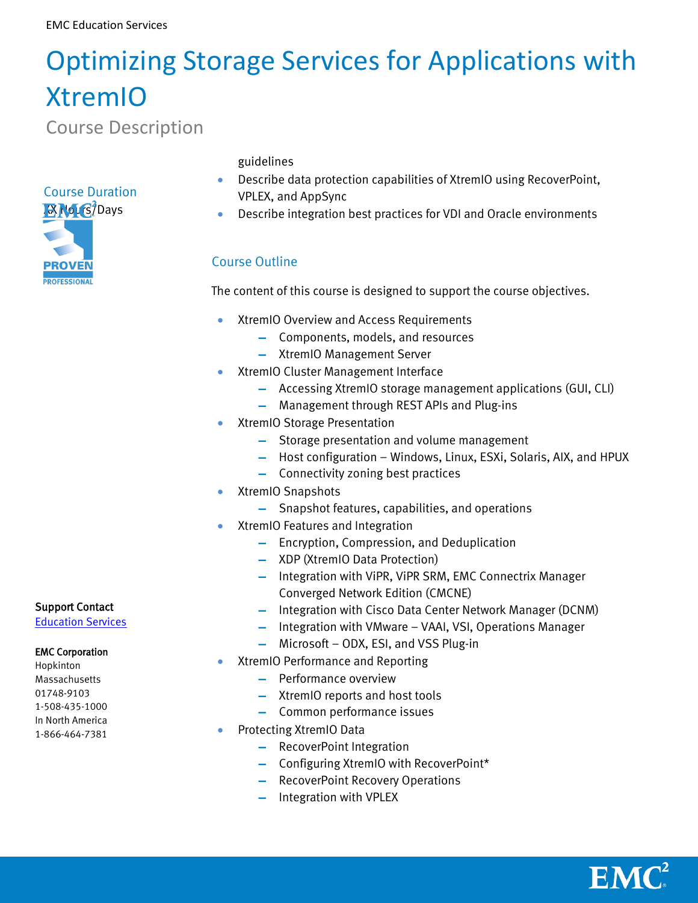# Optimizing Storage Services for Applications with XtremIO

Course Description

### Course Duration

XX Hours/Days

guidelines

- Describe data protection capabilities of XtremIO using RecoverPoint, VPLEX, and AppSync
- Describe integration best practices for VDI and Oracle environments

### Course Outline

The content of this course is designed to support the course objectives.

- XtremIO Overview and Access Requirements
  - Components, models, and resources
  - XtremIO Management Server
- XtremIO Cluster Management Interface
  - Accessing XtremIO storage management applications (GUI, CLI)
  - Management through REST APIs and Plug-ins
- XtremIO Storage Presentation
  - Storage presentation and volume management
  - Host configuration – Windows, Linux, ESXi, Solaris, AIX, and HPUX
  - Connectivity zoning best practices
- XtremIO Snapshots
  - Snapshot features, capabilities, and operations
- XtremIO Features and Integration
  - Encryption, Compression, and Deduplication
  - XDP (XtremIO Data Protection)
  - Integration with ViPR, ViPR SRM, EMC Connectrix Manager Converged Network Edition (CMCNE)
  - Integration with Cisco Data Center Network Manager (DCNM)
  - Integration with VMware – VAAI, VSI, Operations Manager
  - Microsoft – ODX, ESI, and VSS Plug-in
- XtremIO Performance and Reporting
  - Performance overview
  - XtremIO reports and host tools
  - Common performance issues
- Protecting XtremIO Data
  - RecoverPoint Integration
  - Configuring XtremIO with RecoverPoint*
  - RecoverPoint Recovery Operations
  - Integration with VPLEX

**Support Contact**
[Education Services]

**EMC Corporation**
Hopkinton
Massachusetts
01748-9103
1-508-435-1000
In North America
1-866-464-7381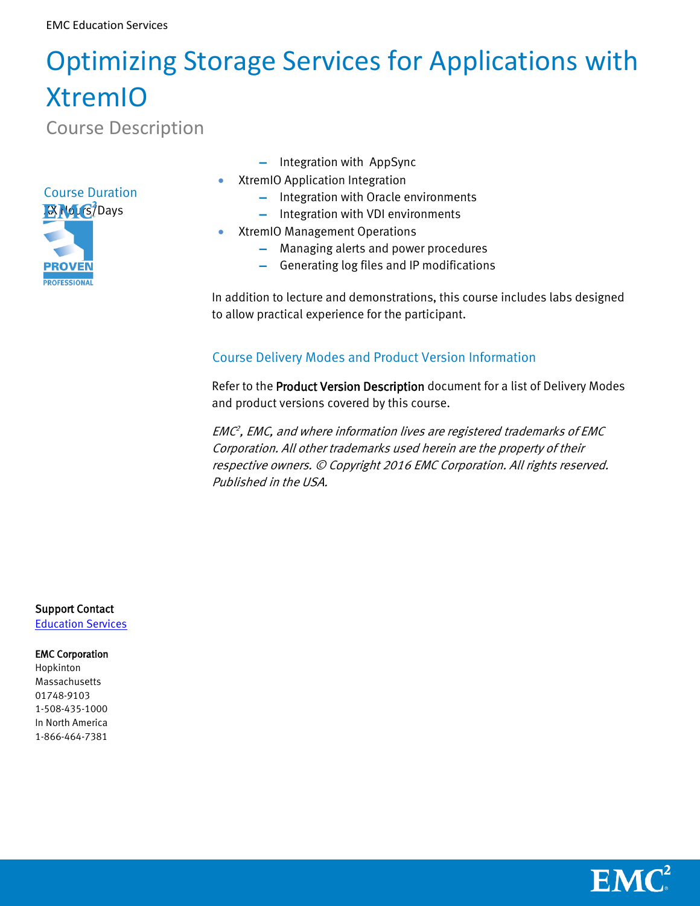# Optimizing Storage Services for Applications with XtremIO

Course Description

Course Duration

XX Hours/Days

- Integration with AppSync
- XtremIO Application Integration
  - Integration with Oracle environments
  - Integration with VDI environments
- XtremIO Management Operations
  - Managing alerts and power procedures
  - Generating log files and IP modifications

In addition to lecture and demonstrations, this course includes labs designed to allow practical experience for the participant.

## Course Delivery Modes and Product Version Information

Refer to the **Product Version Description** document for a list of Delivery Modes and product versions covered by this course.

*EMC², EMC, and where information lives are registered trademarks of EMC Corporation. All other trademarks used herein are the property of their respective owners. © Copyright 2016 EMC Corporation. All rights reserved. Published in the USA.*

**Support Contact**

Education Services

**EMC Corporation**

Hopkinton
Massachusetts
01748-9103
1-508-435-1000
In North America
1-866-464-7381